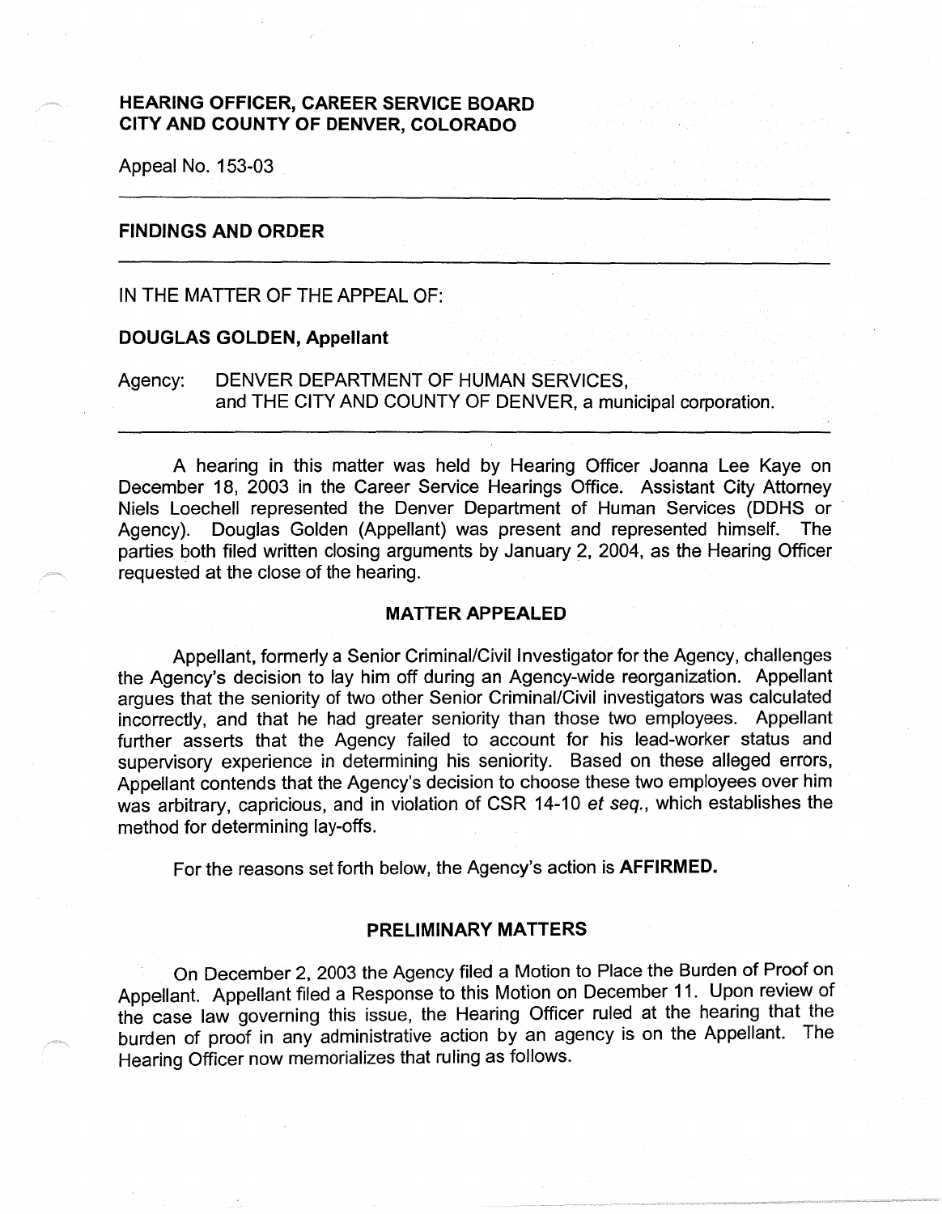**HEARING OFFICER, CAREER SERVICE BOARD**
**CITY AND COUNTY OF DENVER, COLORADO**

Appeal No. 153-03

---

## FINDINGS AND ORDER

---

IN THE MATTER OF THE APPEAL OF:

**DOUGLAS GOLDEN, Appellant**

Agency: DENVER DEPARTMENT OF HUMAN SERVICES, and THE CITY AND COUNTY OF DENVER, a municipal corporation.

---

A hearing in this matter was held by Hearing Officer Joanna Lee Kaye on December 18, 2003 in the Career Service Hearings Office. Assistant City Attorney Niels Loechell represented the Denver Department of Human Services (DDHS or Agency). Douglas Golden (Appellant) was present and represented himself. The parties both filed written closing arguments by January 2, 2004, as the Hearing Officer requested at the close of the hearing.

### MATTER APPEALED

Appellant, formerly a Senior Criminal/Civil Investigator for the Agency, challenges the Agency's decision to lay him off during an Agency-wide reorganization. Appellant argues that the seniority of two other Senior Criminal/Civil investigators was calculated incorrectly, and that he had greater seniority than those two employees. Appellant further asserts that the Agency failed to account for his lead-worker status and supervisory experience in determining his seniority. Based on these alleged errors, Appellant contends that the Agency's decision to choose these two employees over him was arbitrary, capricious, and in violation of CSR 14-10 *et seq.*, which establishes the method for determining lay-offs.

For the reasons set forth below, the Agency's action is **AFFIRMED.**

### PRELIMINARY MATTERS

On December 2, 2003 the Agency filed a Motion to Place the Burden of Proof on Appellant. Appellant filed a Response to this Motion on December 11. Upon review of the case law governing this issue, the Hearing Officer ruled at the hearing that the burden of proof in any administrative action by an agency is on the Appellant. The Hearing Officer now memorializes that ruling as follows.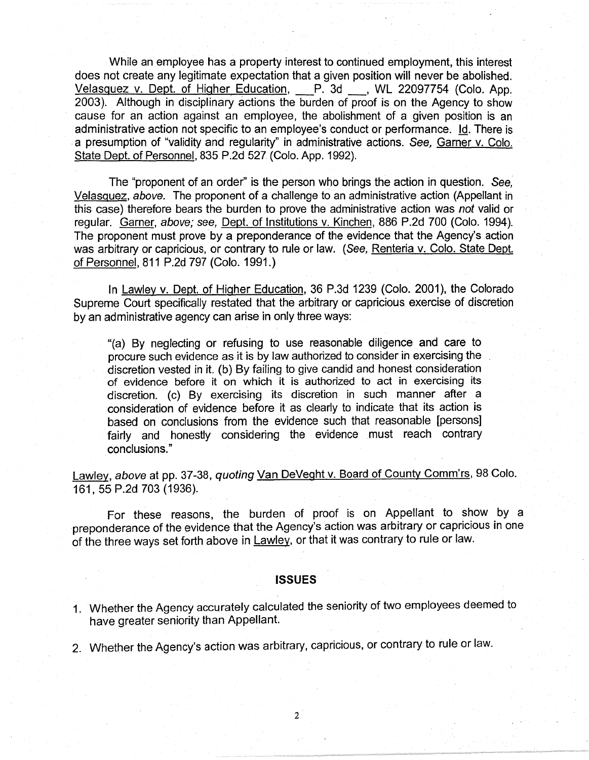While an employee has a property interest to continued employment, this interest does not create any legitimate expectation that a given position will never be abolished. Velasquez v. Dept. of Higher Education, ___P. 3d ___, WL 22097754 (Colo. App. 2003). Although in disciplinary actions the burden of proof is on the Agency to show cause for an action against an employee, the abolishment of a given position is an administrative action not specific to an employee's conduct or performance. Id. There is a presumption of "validity and regularity" in administrative actions. *See,* Garner v. Colo. State Dept. of Personnel, 835 P.2d 527 (Colo. App. 1992).

The "proponent of an order" is the person who brings the action in question. *See,* Velasquez, *above.* The proponent of a challenge to an administrative action (Appellant in this case) therefore bears the burden to prove the administrative action was *not* valid or regular. Garner, *above; see,* Dept. of Institutions v. Kinchen, 886 P.2d 700 (Colo. 1994). The proponent must prove by a preponderance of the evidence that the Agency's action was arbitrary or capricious, or contrary to rule or law. (*See,* Renteria v. Colo. State Dept. of Personnel, 811 P.2d 797 (Colo. 1991.)

In Lawley v. Dept. of Higher Education, 36 P.3d 1239 (Colo. 2001), the Colorado Supreme Court specifically restated that the arbitrary or capricious exercise of discretion by an administrative agency can arise in only three ways:

> "(a) By neglecting or refusing to use reasonable diligence and care to procure such evidence as it is by law authorized to consider in exercising the discretion vested in it. (b) By failing to give candid and honest consideration of evidence before it on which it is authorized to act in exercising its discretion. (c) By exercising its discretion in such manner after a consideration of evidence before it as clearly to indicate that its action is based on conclusions from the evidence such that reasonable [persons] fairly and honestly considering the evidence must reach contrary conclusions."

Lawley, *above* at pp. 37-38, *quoting* Van DeVeght v. Board of County Comm'rs, 98 Colo. 161, 55 P.2d 703 (1936).

For these reasons, the burden of proof is on Appellant to show by a preponderance of the evidence that the Agency's action was arbitrary or capricious in one of the three ways set forth above in Lawley, or that it was contrary to rule or law.

## ISSUES

1. Whether the Agency accurately calculated the seniority of two employees deemed to have greater seniority than Appellant.
2. Whether the Agency's action was arbitrary, capricious, or contrary to rule or law.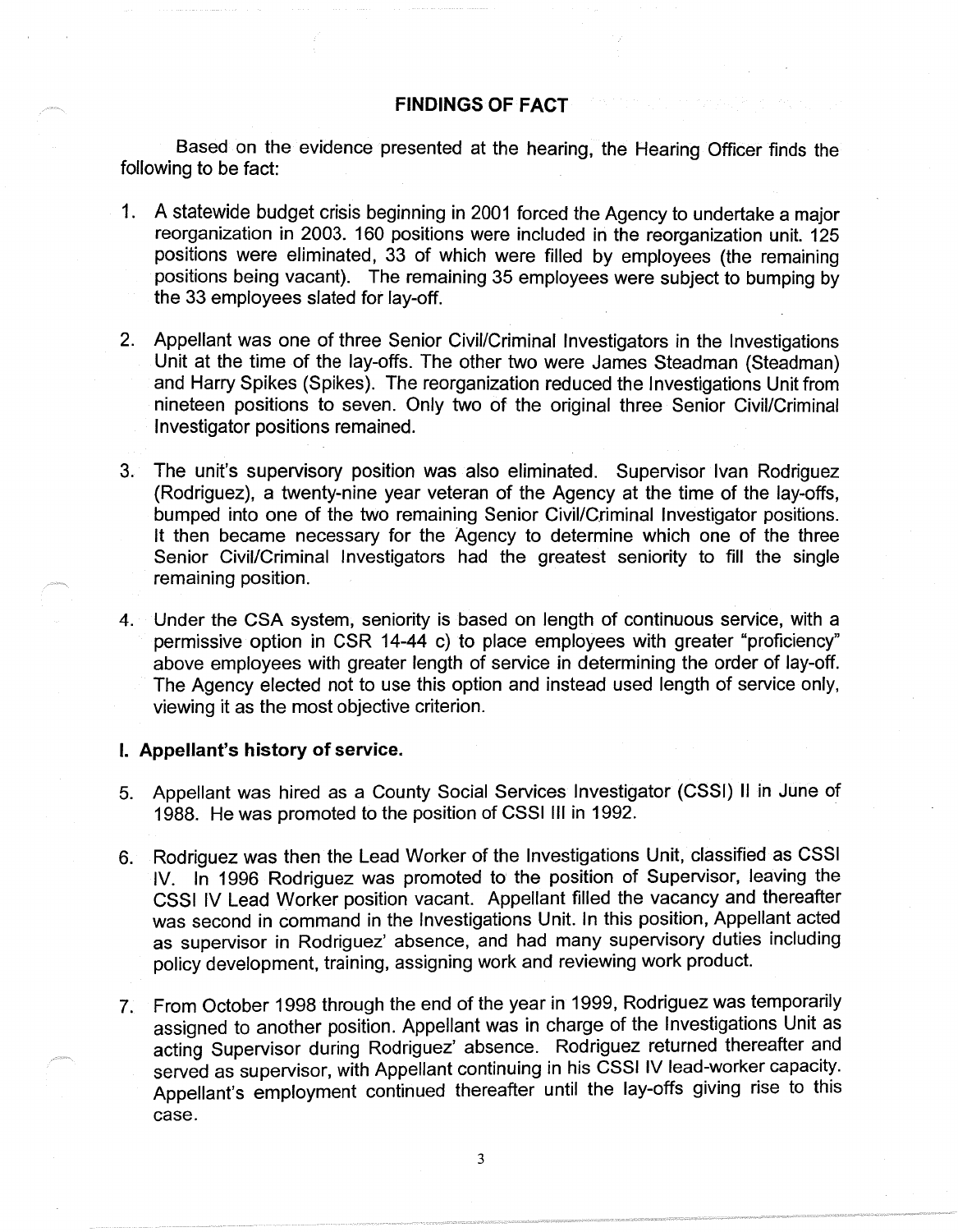## FINDINGS OF FACT

Based on the evidence presented at the hearing, the Hearing Officer finds the following to be fact:

1. A statewide budget crisis beginning in 2001 forced the Agency to undertake a major reorganization in 2003. 160 positions were included in the reorganization unit. 125 positions were eliminated, 33 of which were filled by employees (the remaining positions being vacant). The remaining 35 employees were subject to bumping by the 33 employees slated for lay-off.

2. Appellant was one of three Senior Civil/Criminal Investigators in the Investigations Unit at the time of the lay-offs. The other two were James Steadman (Steadman) and Harry Spikes (Spikes). The reorganization reduced the Investigations Unit from nineteen positions to seven. Only two of the original three Senior Civil/Criminal Investigator positions remained.

3. The unit's supervisory position was also eliminated. Supervisor Ivan Rodriguez (Rodriguez), a twenty-nine year veteran of the Agency at the time of the lay-offs, bumped into one of the two remaining Senior Civil/Criminal Investigator positions. It then became necessary for the Agency to determine which one of the three Senior Civil/Criminal Investigators had the greatest seniority to fill the single remaining position.

4. Under the CSA system, seniority is based on length of continuous service, with a permissive option in CSR 14-44 c) to place employees with greater "proficiency" above employees with greater length of service in determining the order of lay-off. The Agency elected not to use this option and instead used length of service only, viewing it as the most objective criterion.

### I. Appellant's history of service.

5. Appellant was hired as a County Social Services Investigator (CSSI) II in June of 1988. He was promoted to the position of CSSI III in 1992.

6. Rodriguez was then the Lead Worker of the Investigations Unit, classified as CSSI IV. In 1996 Rodriguez was promoted to the position of Supervisor, leaving the CSSI IV Lead Worker position vacant. Appellant filled the vacancy and thereafter was second in command in the Investigations Unit. In this position, Appellant acted as supervisor in Rodriguez' absence, and had many supervisory duties including policy development, training, assigning work and reviewing work product.

7. From October 1998 through the end of the year in 1999, Rodriguez was temporarily assigned to another position. Appellant was in charge of the Investigations Unit as acting Supervisor during Rodriguez' absence. Rodriguez returned thereafter and served as supervisor, with Appellant continuing in his CSSI IV lead-worker capacity. Appellant's employment continued thereafter until the lay-offs giving rise to this case.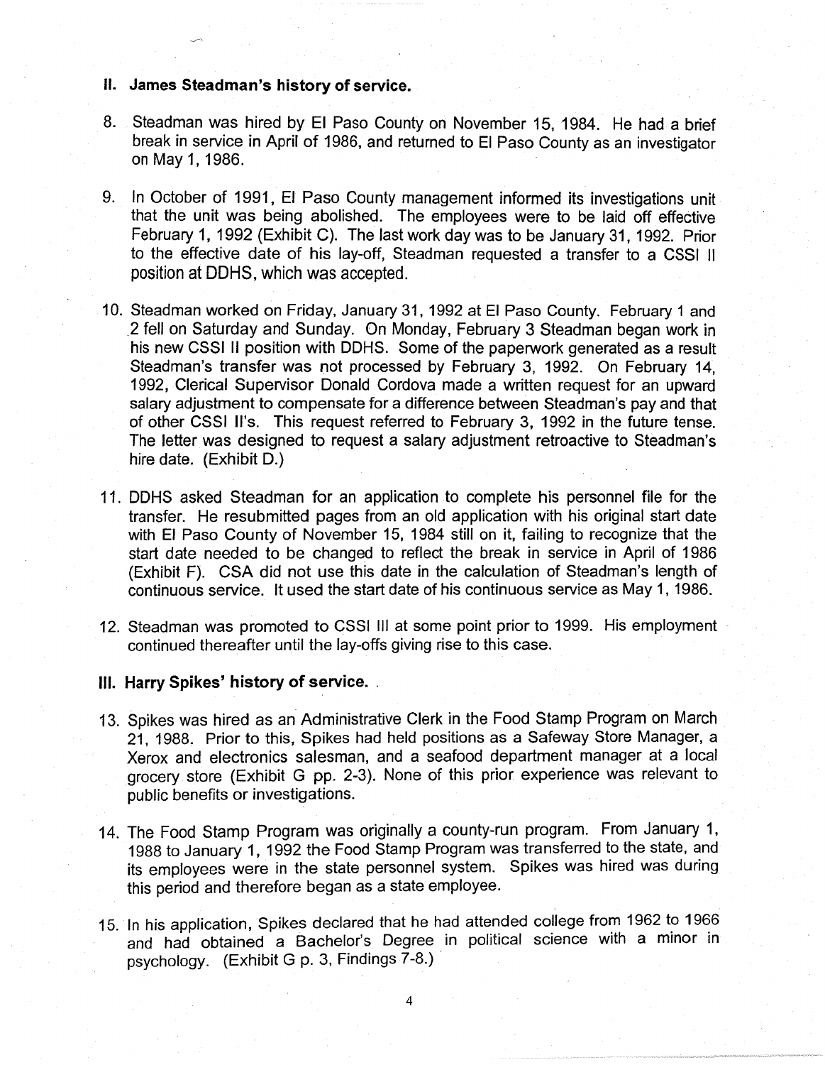## II. James Steadman's history of service.

8. Steadman was hired by El Paso County on November 15, 1984. He had a brief break in service in April of 1986, and returned to El Paso County as an investigator on May 1, 1986.

9. In October of 1991, El Paso County management informed its investigations unit that the unit was being abolished. The employees were to be laid off effective February 1, 1992 (Exhibit C). The last work day was to be January 31, 1992. Prior to the effective date of his lay-off, Steadman requested a transfer to a CSSI II position at DDHS, which was accepted.

10. Steadman worked on Friday, January 31, 1992 at El Paso County. February 1 and 2 fell on Saturday and Sunday. On Monday, February 3 Steadman began work in his new CSSI II position with DDHS. Some of the paperwork generated as a result Steadman's transfer was not processed by February 3, 1992. On February 14, 1992, Clerical Supervisor Donald Cordova made a written request for an upward salary adjustment to compensate for a difference between Steadman's pay and that of other CSSI II's. This request referred to February 3, 1992 in the future tense. The letter was designed to request a salary adjustment retroactive to Steadman's hire date. (Exhibit D.)

11. DDHS asked Steadman for an application to complete his personnel file for the transfer. He resubmitted pages from an old application with his original start date with El Paso County of November 15, 1984 still on it, failing to recognize that the start date needed to be changed to reflect the break in service in April of 1986 (Exhibit F). CSA did not use this date in the calculation of Steadman's length of continuous service. It used the start date of his continuous service as May 1, 1986.

12. Steadman was promoted to CSSI III at some point prior to 1999. His employment continued thereafter until the lay-offs giving rise to this case.

## III. Harry Spikes' history of service.

13. Spikes was hired as an Administrative Clerk in the Food Stamp Program on March 21, 1988. Prior to this, Spikes had held positions as a Safeway Store Manager, a Xerox and electronics salesman, and a seafood department manager at a local grocery store (Exhibit G pp. 2-3). None of this prior experience was relevant to public benefits or investigations.

14. The Food Stamp Program was originally a county-run program. From January 1, 1988 to January 1, 1992 the Food Stamp Program was transferred to the state, and its employees were in the state personnel system. Spikes was hired was during this period and therefore began as a state employee.

15. In his application, Spikes declared that he had attended college from 1962 to 1966 and had obtained a Bachelor's Degree in political science with a minor in psychology. (Exhibit G p. 3, Findings 7-8.)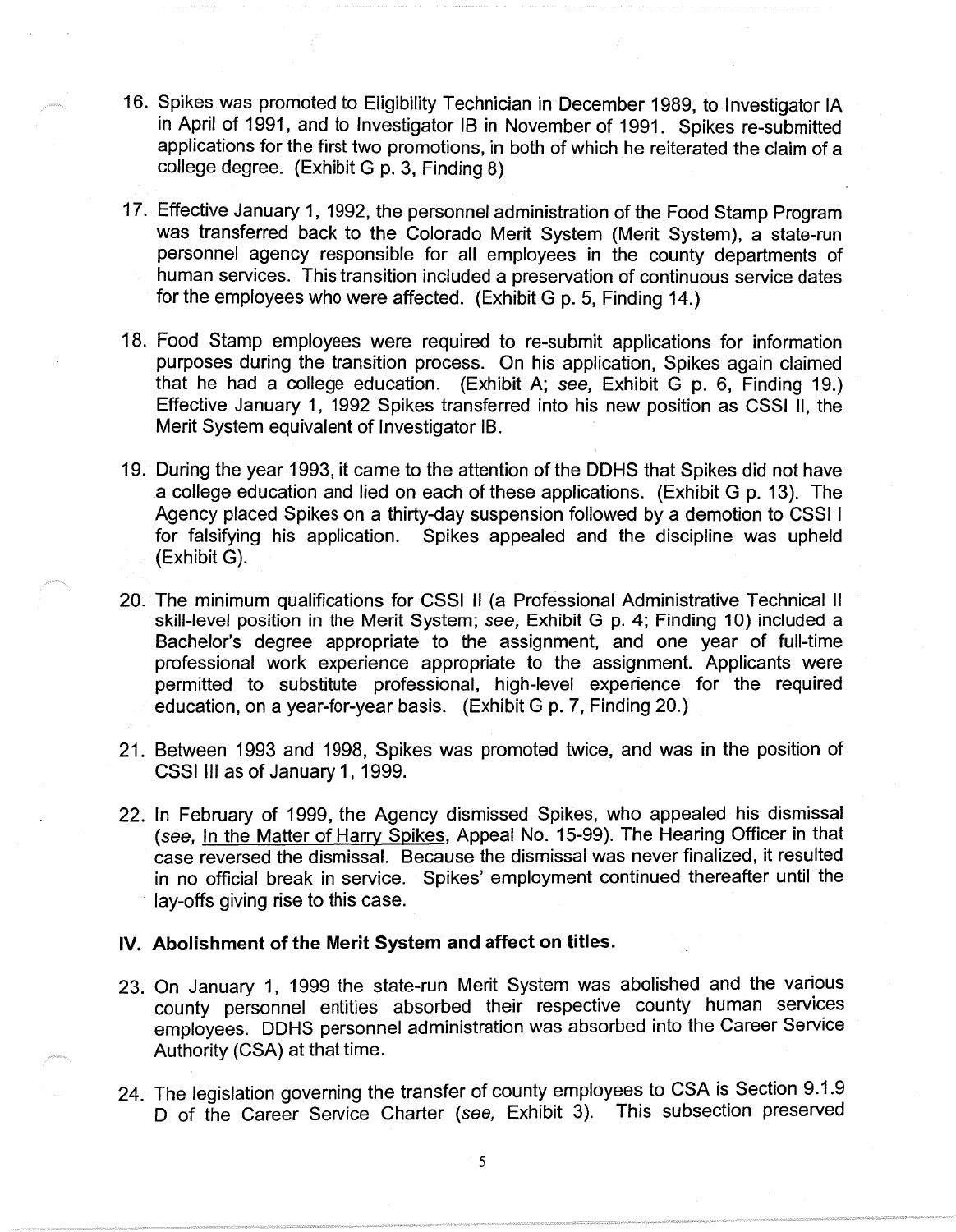16. Spikes was promoted to Eligibility Technician in December 1989, to Investigator IA in April of 1991, and to Investigator IB in November of 1991. Spikes re-submitted applications for the first two promotions, in both of which he reiterated the claim of a college degree. (Exhibit G p. 3, Finding 8)

17. Effective January 1, 1992, the personnel administration of the Food Stamp Program was transferred back to the Colorado Merit System (Merit System), a state-run personnel agency responsible for all employees in the county departments of human services. This transition included a preservation of continuous service dates for the employees who were affected. (Exhibit G p. 5, Finding 14.)

18. Food Stamp employees were required to re-submit applications for information purposes during the transition process. On his application, Spikes again claimed that he had a college education. (Exhibit A; *see,* Exhibit G p. 6, Finding 19.) Effective January 1, 1992 Spikes transferred into his new position as CSSI II, the Merit System equivalent of Investigator IB.

19. During the year 1993, it came to the attention of the DDHS that Spikes did not have a college education and lied on each of these applications. (Exhibit G p. 13). The Agency placed Spikes on a thirty-day suspension followed by a demotion to CSSI I for falsifying his application. Spikes appealed and the discipline was upheld (Exhibit G).

20. The minimum qualifications for CSSI II (a Professional Administrative Technical II skill-level position in the Merit System; *see,* Exhibit G p. 4; Finding 10) included a Bachelor's degree appropriate to the assignment, and one year of full-time professional work experience appropriate to the assignment. Applicants were permitted to substitute professional, high-level experience for the required education, on a year-for-year basis. (Exhibit G p. 7, Finding 20.)

21. Between 1993 and 1998, Spikes was promoted twice, and was in the position of CSSI III as of January 1, 1999.

22. In February of 1999, the Agency dismissed Spikes, who appealed his dismissal (*see,* In the Matter of Harry Spikes, Appeal No. 15-99). The Hearing Officer in that case reversed the dismissal. Because the dismissal was never finalized, it resulted in no official break in service. Spikes' employment continued thereafter until the lay-offs giving rise to this case.

## IV. Abolishment of the Merit System and affect on titles.

23. On January 1, 1999 the state-run Merit System was abolished and the various county personnel entities absorbed their respective county human services employees. DDHS personnel administration was absorbed into the Career Service Authority (CSA) at that time.

24. The legislation governing the transfer of county employees to CSA is Section 9.1.9 D of the Career Service Charter (*see,* Exhibit 3). This subsection preserved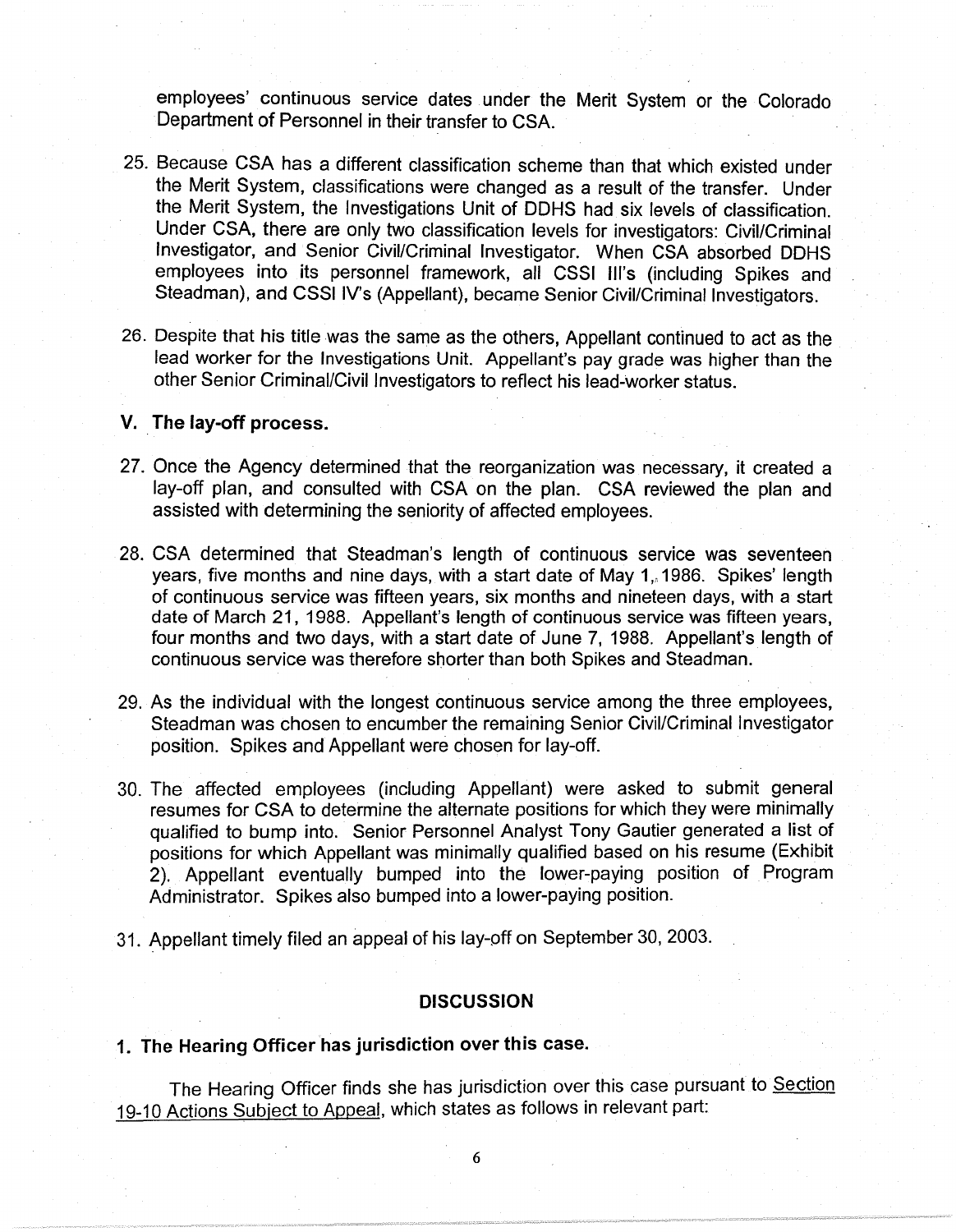employees' continuous service dates under the Merit System or the Colorado Department of Personnel in their transfer to CSA.

25. Because CSA has a different classification scheme than that which existed under the Merit System, classifications were changed as a result of the transfer. Under the Merit System, the Investigations Unit of DDHS had six levels of classification. Under CSA, there are only two classification levels for investigators: Civil/Criminal Investigator, and Senior Civil/Criminal Investigator. When CSA absorbed DDHS employees into its personnel framework, all CSSI III's (including Spikes and Steadman), and CSSI IV's (Appellant), became Senior Civil/Criminal Investigators.

26. Despite that his title was the same as the others, Appellant continued to act as the lead worker for the Investigations Unit. Appellant's pay grade was higher than the other Senior Criminal/Civil Investigators to reflect his lead-worker status.

## V. The lay-off process.

27. Once the Agency determined that the reorganization was necessary, it created a lay-off plan, and consulted with CSA on the plan. CSA reviewed the plan and assisted with determining the seniority of affected employees.

28. CSA determined that Steadman's length of continuous service was seventeen years, five months and nine days, with a start date of May 1, 1986. Spikes' length of continuous service was fifteen years, six months and nineteen days, with a start date of March 21, 1988. Appellant's length of continuous service was fifteen years, four months and two days, with a start date of June 7, 1988. Appellant's length of continuous service was therefore shorter than both Spikes and Steadman.

29. As the individual with the longest continuous service among the three employees, Steadman was chosen to encumber the remaining Senior Civil/Criminal Investigator position. Spikes and Appellant were chosen for lay-off.

30. The affected employees (including Appellant) were asked to submit general resumes for CSA to determine the alternate positions for which they were minimally qualified to bump into. Senior Personnel Analyst Tony Gautier generated a list of positions for which Appellant was minimally qualified based on his resume (Exhibit 2). Appellant eventually bumped into the lower-paying position of Program Administrator. Spikes also bumped into a lower-paying position.

31. Appellant timely filed an appeal of his lay-off on September 30, 2003.

## DISCUSSION

### 1. The Hearing Officer has jurisdiction over this case.

The Hearing Officer finds she has jurisdiction over this case pursuant to Section 19-10 Actions Subject to Appeal, which states as follows in relevant part: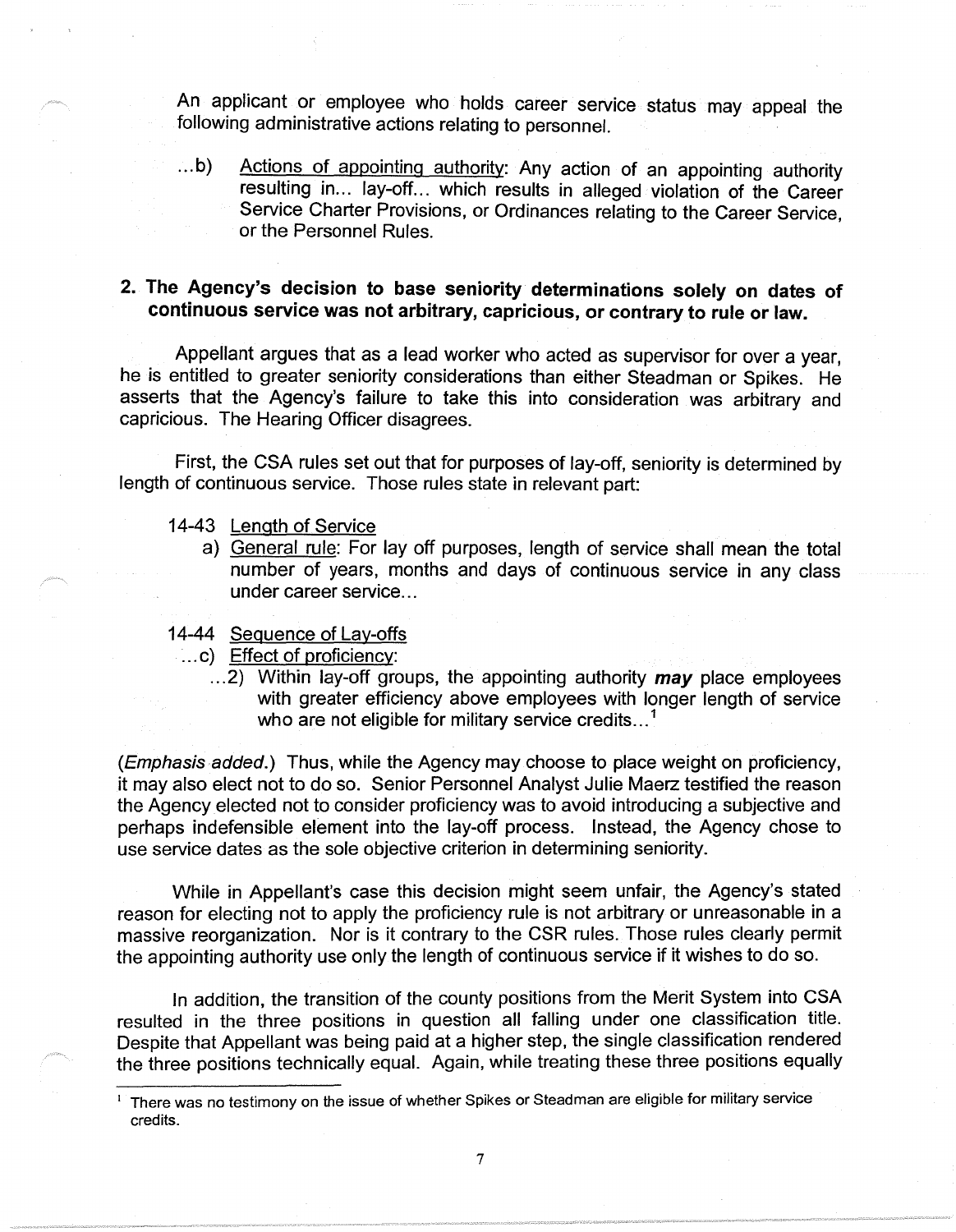An applicant or employee who holds career service status may appeal the following administrative actions relating to personnel.

...b) Actions of appointing authority: Any action of an appointing authority resulting in... lay-off... which results in alleged violation of the Career Service Charter Provisions, or Ordinances relating to the Career Service, or the Personnel Rules.

## 2. The Agency's decision to base seniority determinations solely on dates of continuous service was not arbitrary, capricious, or contrary to rule or law.

Appellant argues that as a lead worker who acted as supervisor for over a year, he is entitled to greater seniority considerations than either Steadman or Spikes. He asserts that the Agency's failure to take this into consideration was arbitrary and capricious. The Hearing Officer disagrees.

First, the CSA rules set out that for purposes of lay-off, seniority is determined by length of continuous service. Those rules state in relevant part:

14-43 Length of Service

a) General rule: For lay off purposes, length of service shall mean the total number of years, months and days of continuous service in any class under career service...

14-44 Sequence of Lay-offs

...c) Effect of proficiency:

...2) Within lay-off groups, the appointing authority ***may*** place employees with greater efficiency above employees with longer length of service who are not eligible for military service credits...[1]

(*Emphasis added.*) Thus, while the Agency may choose to place weight on proficiency, it may also elect not to do so. Senior Personnel Analyst Julie Maerz testified the reason the Agency elected not to consider proficiency was to avoid introducing a subjective and perhaps indefensible element into the lay-off process. Instead, the Agency chose to use service dates as the sole objective criterion in determining seniority.

While in Appellant's case this decision might seem unfair, the Agency's stated reason for electing not to apply the proficiency rule is not arbitrary or unreasonable in a massive reorganization. Nor is it contrary to the CSR rules. Those rules clearly permit the appointing authority use only the length of continuous service if it wishes to do so.

In addition, the transition of the county positions from the Merit System into CSA resulted in the three positions in question all falling under one classification title. Despite that Appellant was being paid at a higher step, the single classification rendered the three positions technically equal. Again, while treating these three positions equally

[1] There was no testimony on the issue of whether Spikes or Steadman are eligible for military service credits.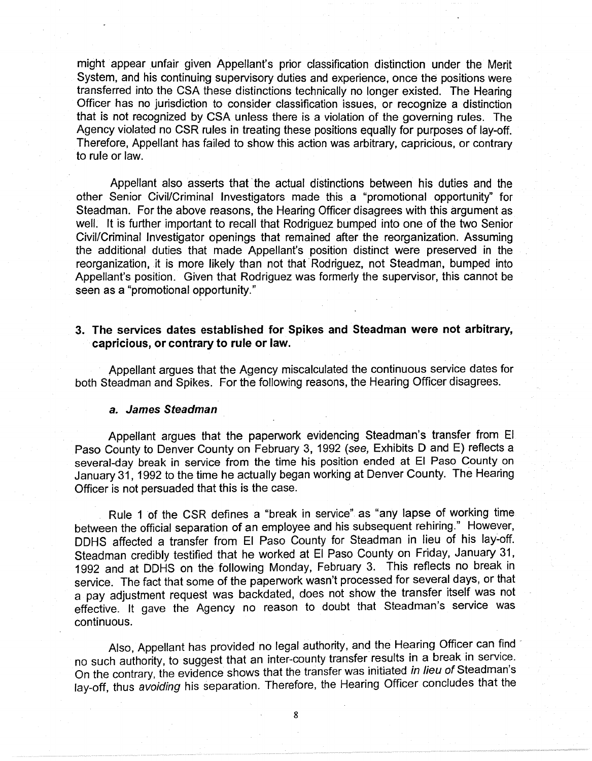might appear unfair given Appellant's prior classification distinction under the Merit System, and his continuing supervisory duties and experience, once the positions were transferred into the CSA these distinctions technically no longer existed. The Hearing Officer has no jurisdiction to consider classification issues, or recognize a distinction that is not recognized by CSA unless there is a violation of the governing rules. The Agency violated no CSR rules in treating these positions equally for purposes of lay-off. Therefore, Appellant has failed to show this action was arbitrary, capricious, or contrary to rule or law.

Appellant also asserts that the actual distinctions between his duties and the other Senior Civil/Criminal Investigators made this a "promotional opportunity" for Steadman. For the above reasons, the Hearing Officer disagrees with this argument as well. It is further important to recall that Rodriguez bumped into one of the two Senior Civil/Criminal Investigator openings that remained after the reorganization. Assuming the additional duties that made Appellant's position distinct were preserved in the reorganization, it is more likely than not that Rodriguez, not Steadman, bumped into Appellant's position. Given that Rodriguez was formerly the supervisor, this cannot be seen as a "promotional opportunity."

### 3. The services dates established for Spikes and Steadman were not arbitrary, capricious, or contrary to rule or law.

Appellant argues that the Agency miscalculated the continuous service dates for both Steadman and Spikes. For the following reasons, the Hearing Officer disagrees.

#### *a. James Steadman*

Appellant argues that the paperwork evidencing Steadman's transfer from El Paso County to Denver County on February 3, 1992 (*see*, Exhibits D and E) reflects a several-day break in service from the time his position ended at El Paso County on January 31, 1992 to the time he actually began working at Denver County. The Hearing Officer is not persuaded that this is the case.

Rule 1 of the CSR defines a "break in service" as "any lapse of working time between the official separation of an employee and his subsequent rehiring." However, DDHS affected a transfer from El Paso County for Steadman in lieu of his lay-off. Steadman credibly testified that he worked at El Paso County on Friday, January 31, 1992 and at DDHS on the following Monday, February 3. This reflects no break in service. The fact that some of the paperwork wasn't processed for several days, or that a pay adjustment request was backdated, does not show the transfer itself was not effective. It gave the Agency no reason to doubt that Steadman's service was continuous.

Also, Appellant has provided no legal authority, and the Hearing Officer can find no such authority, to suggest that an inter-county transfer results in a break in service. On the contrary, the evidence shows that the transfer was initiated *in lieu of* Steadman's lay-off, thus *avoiding* his separation. Therefore, the Hearing Officer concludes that the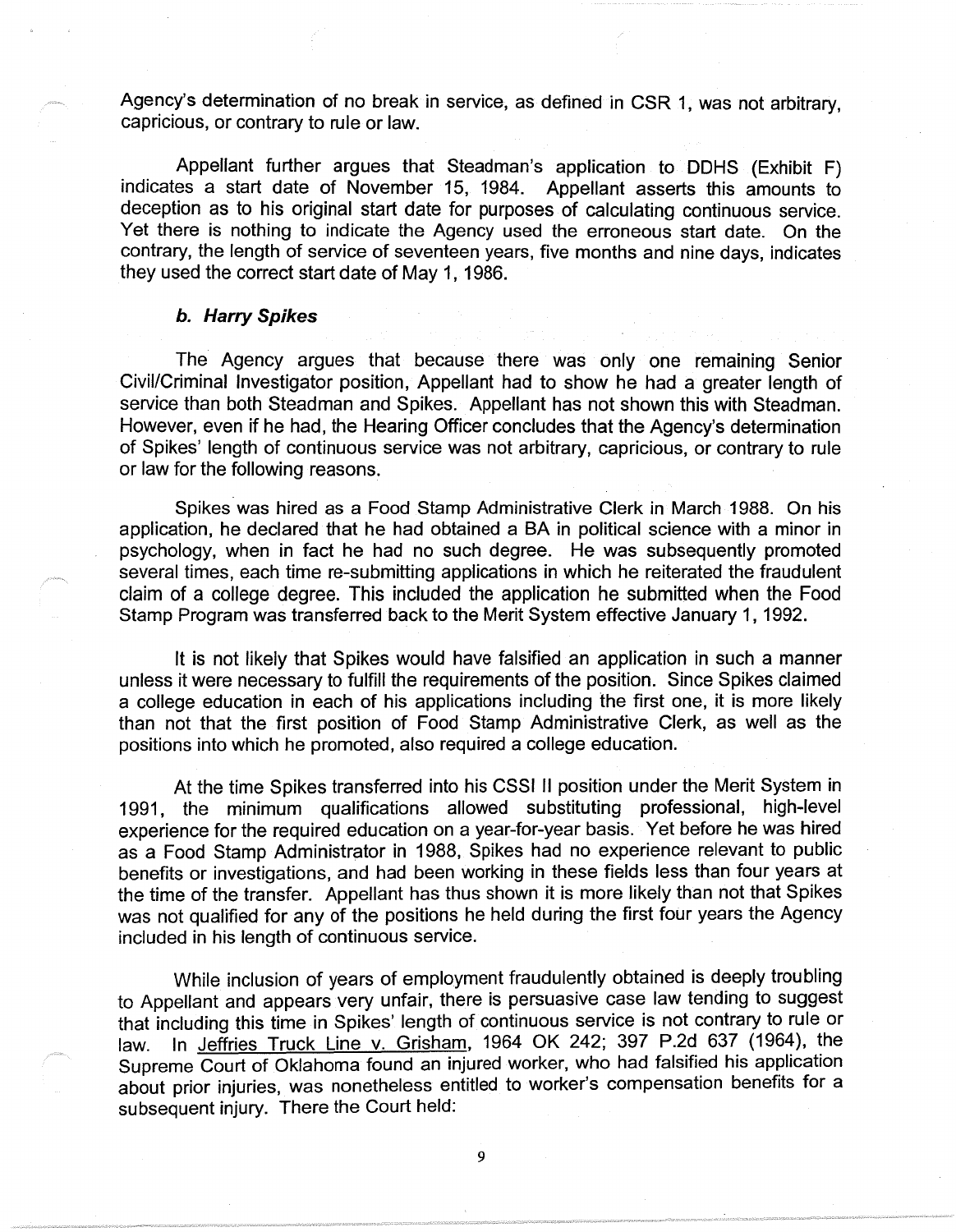Agency's determination of no break in service, as defined in CSR 1, was not arbitrary, capricious, or contrary to rule or law.

Appellant further argues that Steadman's application to DDHS (Exhibit F) indicates a start date of November 15, 1984. Appellant asserts this amounts to deception as to his original start date for purposes of calculating continuous service. Yet there is nothing to indicate the Agency used the erroneous start date. On the contrary, the length of service of seventeen years, five months and nine days, indicates they used the correct start date of May 1, 1986.

#### *b. Harry Spikes*

The Agency argues that because there was only one remaining Senior Civil/Criminal Investigator position, Appellant had to show he had a greater length of service than both Steadman and Spikes. Appellant has not shown this with Steadman. However, even if he had, the Hearing Officer concludes that the Agency's determination of Spikes' length of continuous service was not arbitrary, capricious, or contrary to rule or law for the following reasons.

Spikes was hired as a Food Stamp Administrative Clerk in March 1988. On his application, he declared that he had obtained a BA in political science with a minor in psychology, when in fact he had no such degree. He was subsequently promoted several times, each time re-submitting applications in which he reiterated the fraudulent claim of a college degree. This included the application he submitted when the Food Stamp Program was transferred back to the Merit System effective January 1, 1992.

It is not likely that Spikes would have falsified an application in such a manner unless it were necessary to fulfill the requirements of the position. Since Spikes claimed a college education in each of his applications including the first one, it is more likely than not that the first position of Food Stamp Administrative Clerk, as well as the positions into which he promoted, also required a college education.

At the time Spikes transferred into his CSSI II position under the Merit System in 1991, the minimum qualifications allowed substituting professional, high-level experience for the required education on a year-for-year basis. Yet before he was hired as a Food Stamp Administrator in 1988, Spikes had no experience relevant to public benefits or investigations, and had been working in these fields less than four years at the time of the transfer. Appellant has thus shown it is more likely than not that Spikes was not qualified for any of the positions he held during the first four years the Agency included in his length of continuous service.

While inclusion of years of employment fraudulently obtained is deeply troubling to Appellant and appears very unfair, there is persuasive case law tending to suggest that including this time in Spikes' length of continuous service is not contrary to rule or law. In Jeffries Truck Line v. Grisham, 1964 OK 242; 397 P.2d 637 (1964), the Supreme Court of Oklahoma found an injured worker, who had falsified his application about prior injuries, was nonetheless entitled to worker's compensation benefits for a subsequent injury. There the Court held: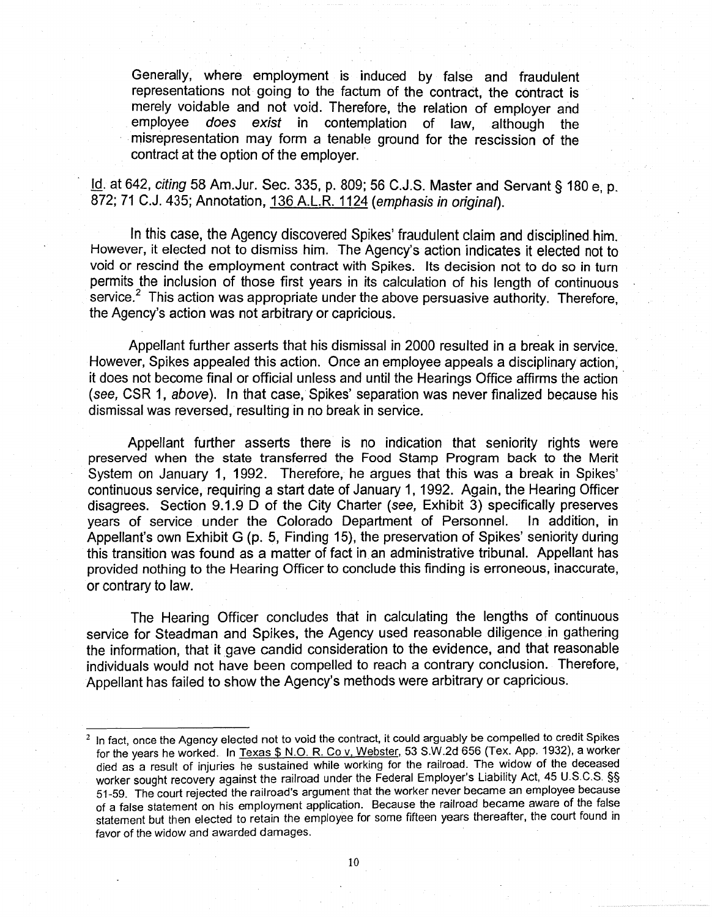> Generally, where employment is induced by false and fraudulent representations not going to the factum of the contract, the contract is merely voidable and not void. Therefore, the relation of employer and employee *does exist* in contemplation of law, although the misrepresentation may form a tenable ground for the rescission of the contract at the option of the employer.

Id. at 642, *citing* 58 Am.Jur. Sec. 335, p. 809; 56 C.J.S. Master and Servant § 180 e, p. 872; 71 C.J. 435; Annotation, 136 A.L.R. 1124 (*emphasis in original*).

In this case, the Agency discovered Spikes' fraudulent claim and disciplined him. However, it elected not to dismiss him. The Agency's action indicates it elected not to void or rescind the employment contract with Spikes. Its decision not to do so in turn permits the inclusion of those first years in its calculation of his length of continuous service.[2] This action was appropriate under the above persuasive authority. Therefore, the Agency's action was not arbitrary or capricious.

Appellant further asserts that his dismissal in 2000 resulted in a break in service. However, Spikes appealed this action. Once an employee appeals a disciplinary action, it does not become final or official unless and until the Hearings Office affirms the action (*see*, CSR 1, *above*). In that case, Spikes' separation was never finalized because his dismissal was reversed, resulting in no break in service.

Appellant further asserts there is no indication that seniority rights were preserved when the state transferred the Food Stamp Program back to the Merit System on January 1, 1992. Therefore, he argues that this was a break in Spikes' continuous service, requiring a start date of January 1, 1992. Again, the Hearing Officer disagrees. Section 9.1.9 D of the City Charter (*see*, Exhibit 3) specifically preserves years of service under the Colorado Department of Personnel. In addition, in Appellant's own Exhibit G (p. 5, Finding 15), the preservation of Spikes' seniority during this transition was found as a matter of fact in an administrative tribunal. Appellant has provided nothing to the Hearing Officer to conclude this finding is erroneous, inaccurate, or contrary to law.

The Hearing Officer concludes that in calculating the lengths of continuous service for Steadman and Spikes, the Agency used reasonable diligence in gathering the information, that it gave candid consideration to the evidence, and that reasonable individuals would not have been compelled to reach a contrary conclusion. Therefore, Appellant has failed to show the Agency's methods were arbitrary or capricious.

---

[2] In fact, once the Agency elected not to void the contract, it could arguably be compelled to credit Spikes for the years he worked. In Texas $ N.O. R. Co v. Webster, 53 S.W.2d 656 (Tex. App. 1932), a worker died as a result of injuries he sustained while working for the railroad. The widow of the deceased worker sought recovery against the railroad under the Federal Employer's Liability Act, 45 U.S.C.S. §§ 51-59. The court rejected the railroad's argument that the worker never became an employee because of a false statement on his employment application. Because the railroad became aware of the false statement but then elected to retain the employee for some fifteen years thereafter, the court found in favor of the widow and awarded damages.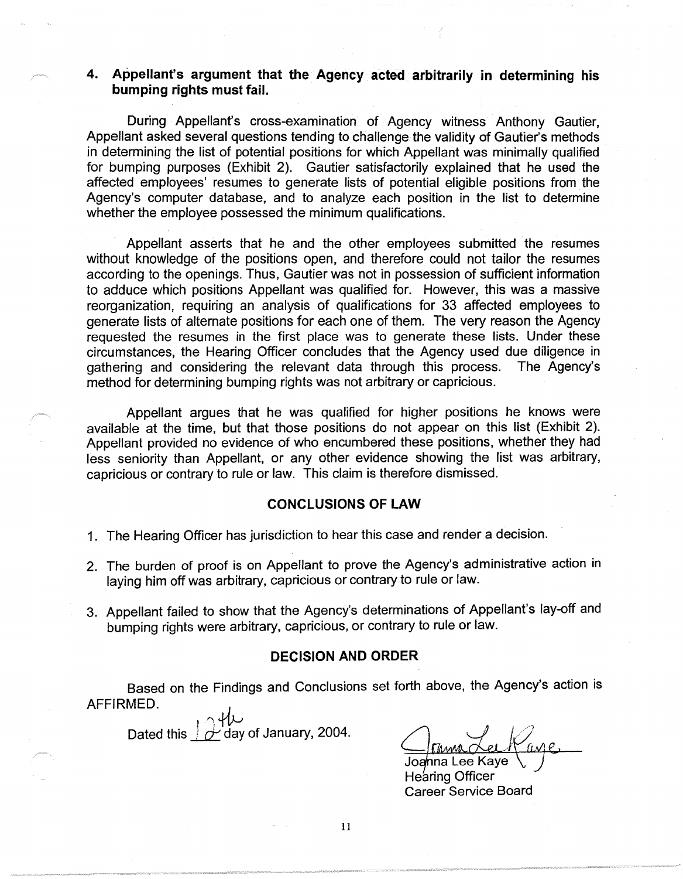4. **Appellant's argument that the Agency acted arbitrarily in determining his bumping rights must fail.**

During Appellant's cross-examination of Agency witness Anthony Gautier, Appellant asked several questions tending to challenge the validity of Gautier's methods in determining the list of potential positions for which Appellant was minimally qualified for bumping purposes (Exhibit 2). Gautier satisfactorily explained that he used the affected employees' resumes to generate lists of potential eligible positions from the Agency's computer database, and to analyze each position in the list to determine whether the employee possessed the minimum qualifications.

Appellant asserts that he and the other employees submitted the resumes without knowledge of the positions open, and therefore could not tailor the resumes according to the openings. Thus, Gautier was not in possession of sufficient information to adduce which positions Appellant was qualified for. However, this was a massive reorganization, requiring an analysis of qualifications for 33 affected employees to generate lists of alternate positions for each one of them. The very reason the Agency requested the resumes in the first place was to generate these lists. Under these circumstances, the Hearing Officer concludes that the Agency used due diligence in gathering and considering the relevant data through this process. The Agency's method for determining bumping rights was not arbitrary or capricious.

Appellant argues that he was qualified for higher positions he knows were available at the time, but that those positions do not appear on this list (Exhibit 2). Appellant provided no evidence of who encumbered these positions, whether they had less seniority than Appellant, or any other evidence showing the list was arbitrary, capricious or contrary to rule or law. This claim is therefore dismissed.

## CONCLUSIONS OF LAW

1. The Hearing Officer has jurisdiction to hear this case and render a decision.
2. The burden of proof is on Appellant to prove the Agency's administrative action in laying him off was arbitrary, capricious or contrary to rule or law.
3. Appellant failed to show that the Agency's determinations of Appellant's lay-off and bumping rights were arbitrary, capricious, or contrary to rule or law.

## DECISION AND ORDER

Based on the Findings and Conclusions set forth above, the Agency's action is AFFIRMED.

Dated this 12th day of January, 2004.

Joanna Lee Kaye
Hearing Officer
Career Service Board